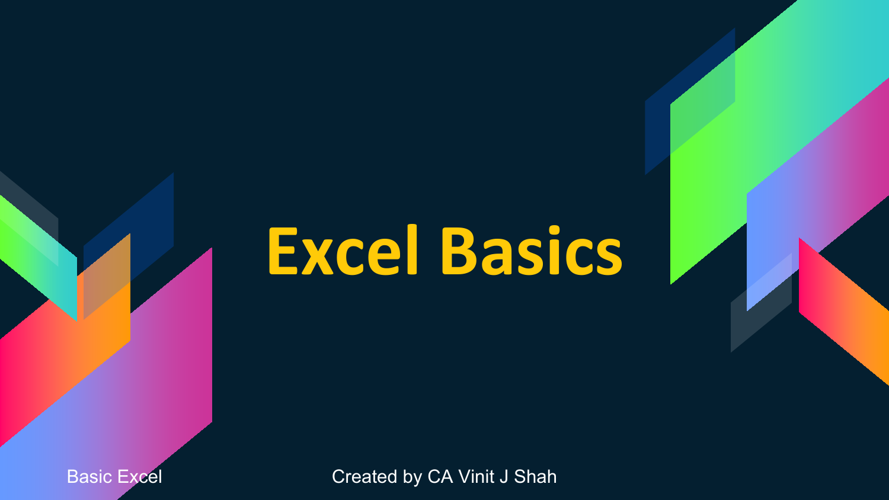# Excel Basics

Basic Excel

Created by CA Vinit J Shah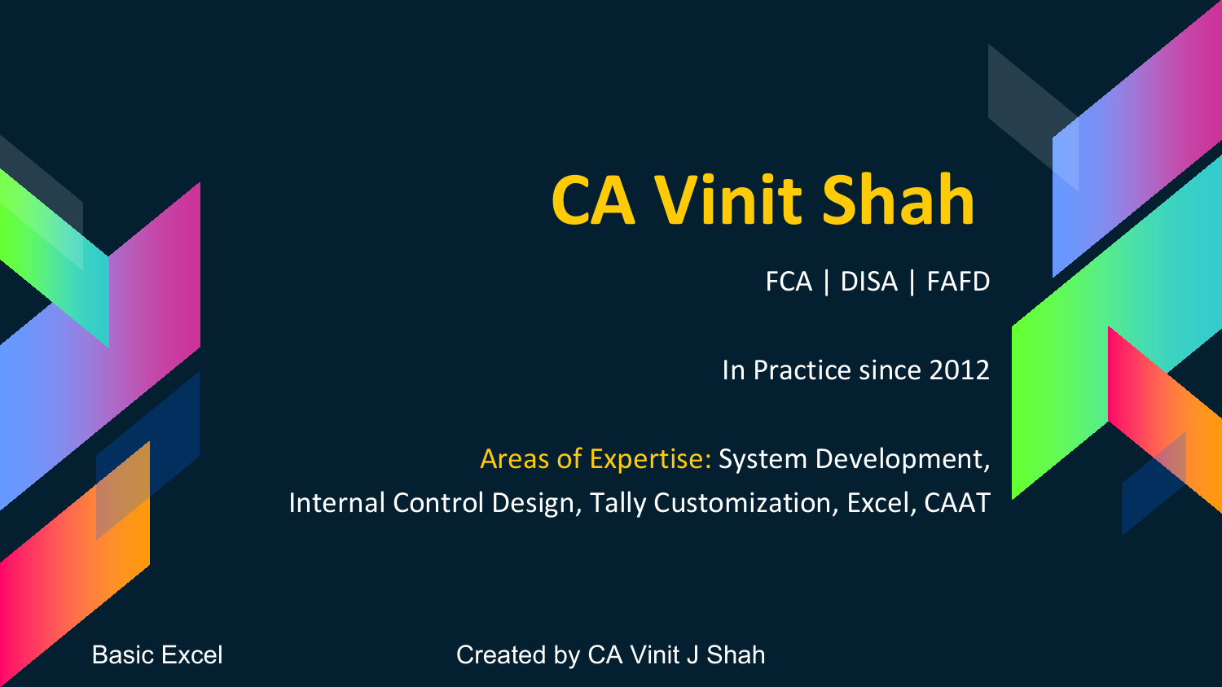# CA Vinit Shah

FCA | DISA | FAFD

In Practice since 2012

Areas of Expertise: System Development, Internal Control Design, Tally Customization, Excel, CAAT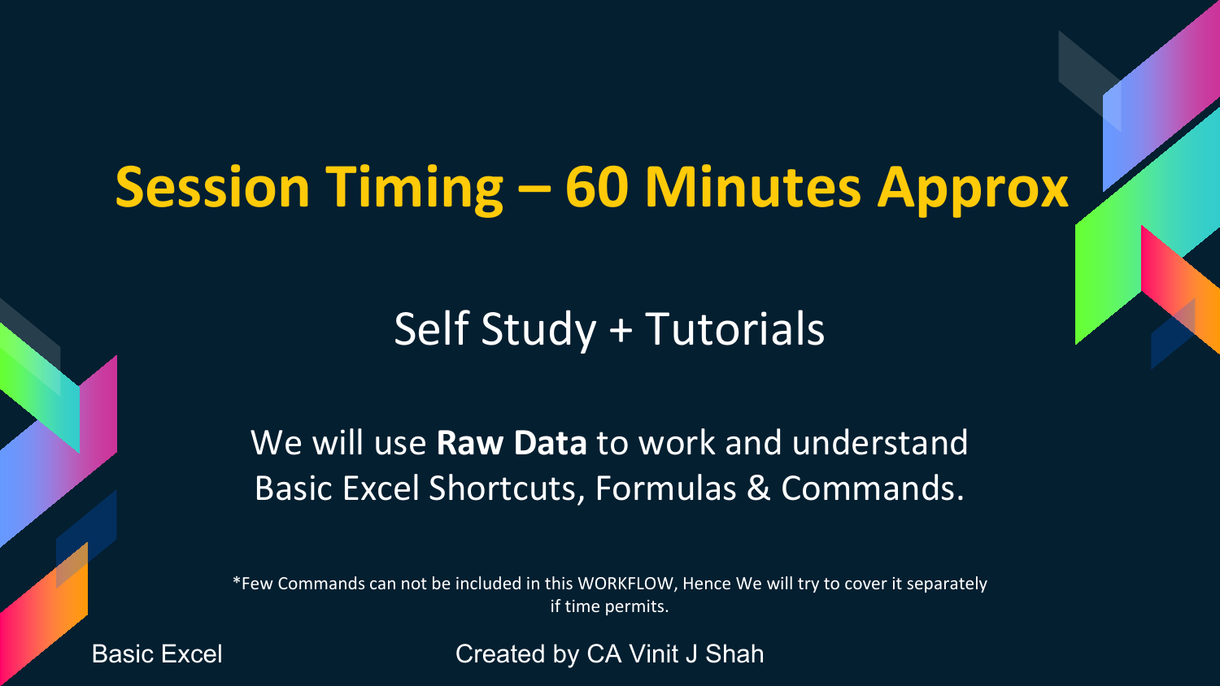# Session Timing – 60 Minutes Approx

Self Study + Tutorials

We will use **Raw Data** to work and understand Basic Excel Shortcuts, Formulas & Commands.

*Few Commands can not be included in this WORKFLOW, Hence We will try to cover it separately if time permits.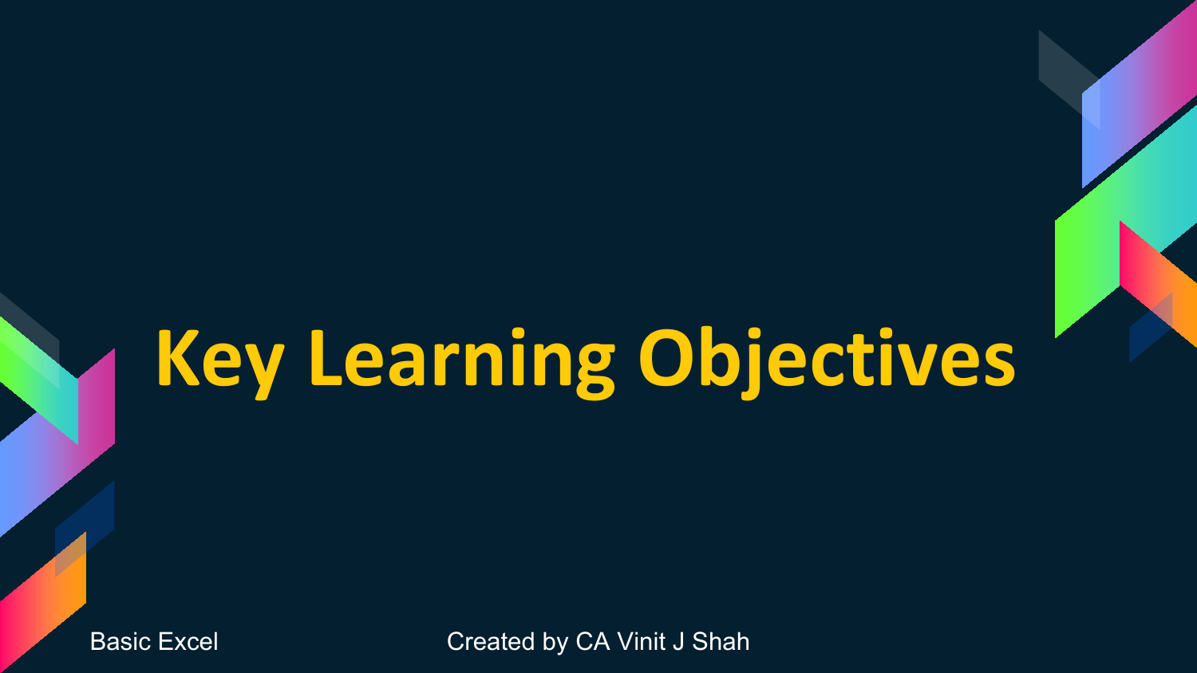# Key Learning Objectives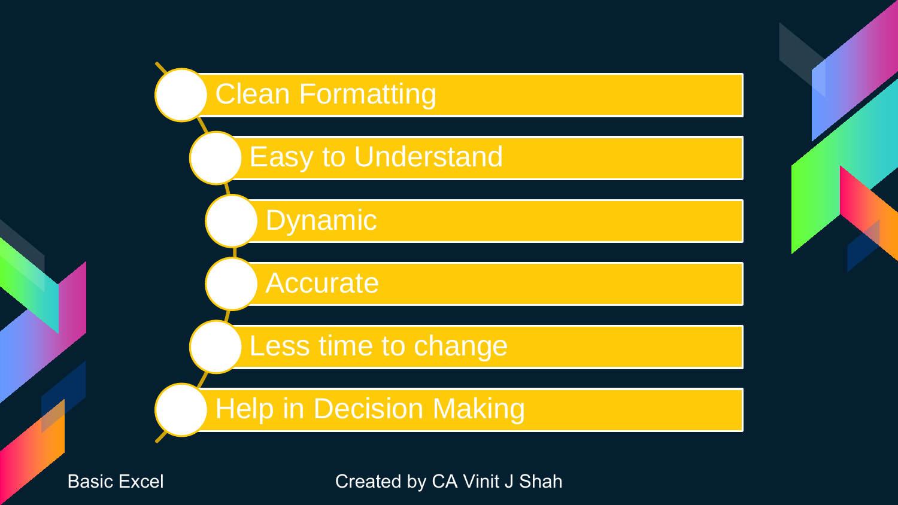- Clean Formatting
- Easy to Understand
- Dynamic
- Accurate
- Less time to change
- Help in Decision Making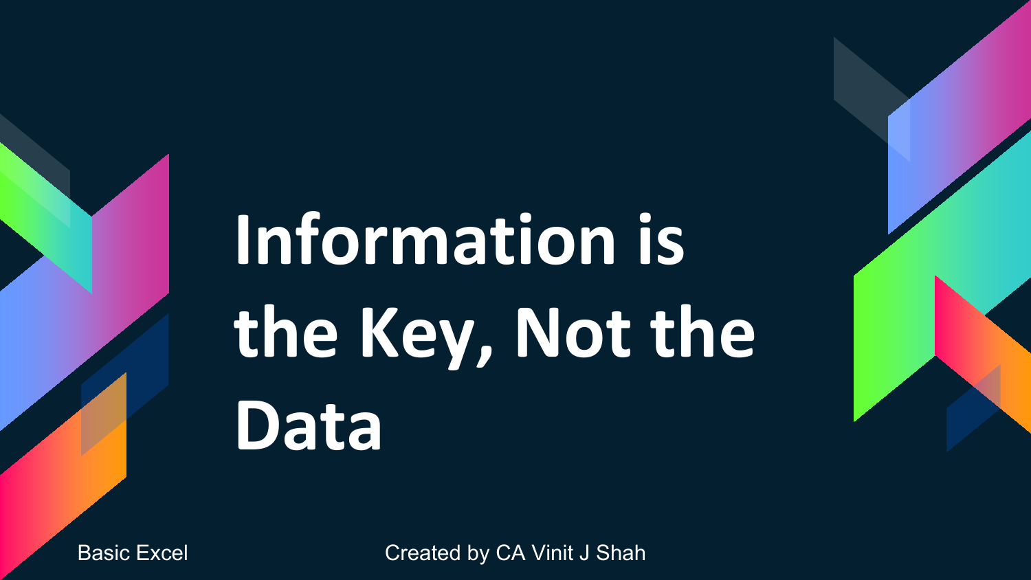# Information is the Key, Not the Data

Basic Excel

Created by CA Vinit J Shah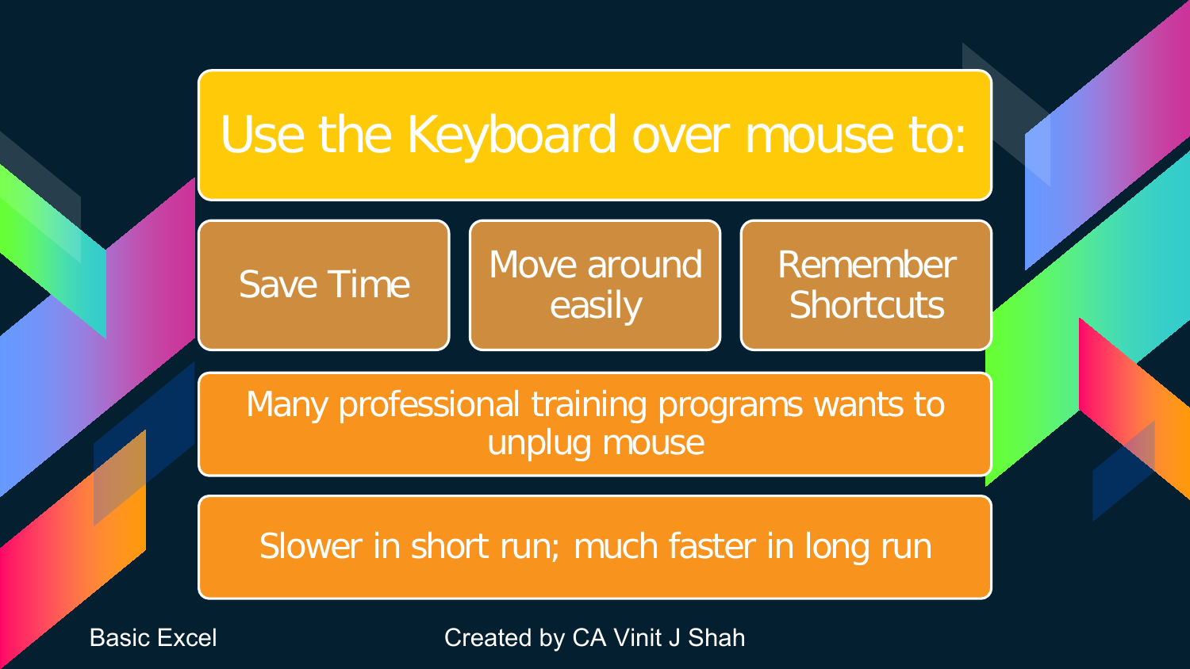# Use the Keyboard over mouse to:

- Save Time
- Move around easily
- Remember Shortcuts

Many professional training programs wants to unplug mouse

Slower in short run; much faster in long run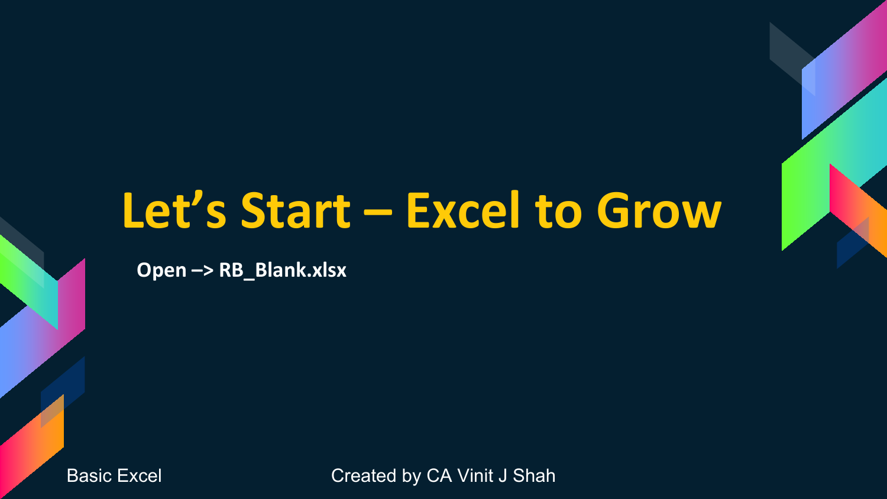# Let’s Start – Excel to Grow

**Open –> RB_Blank.xlsx**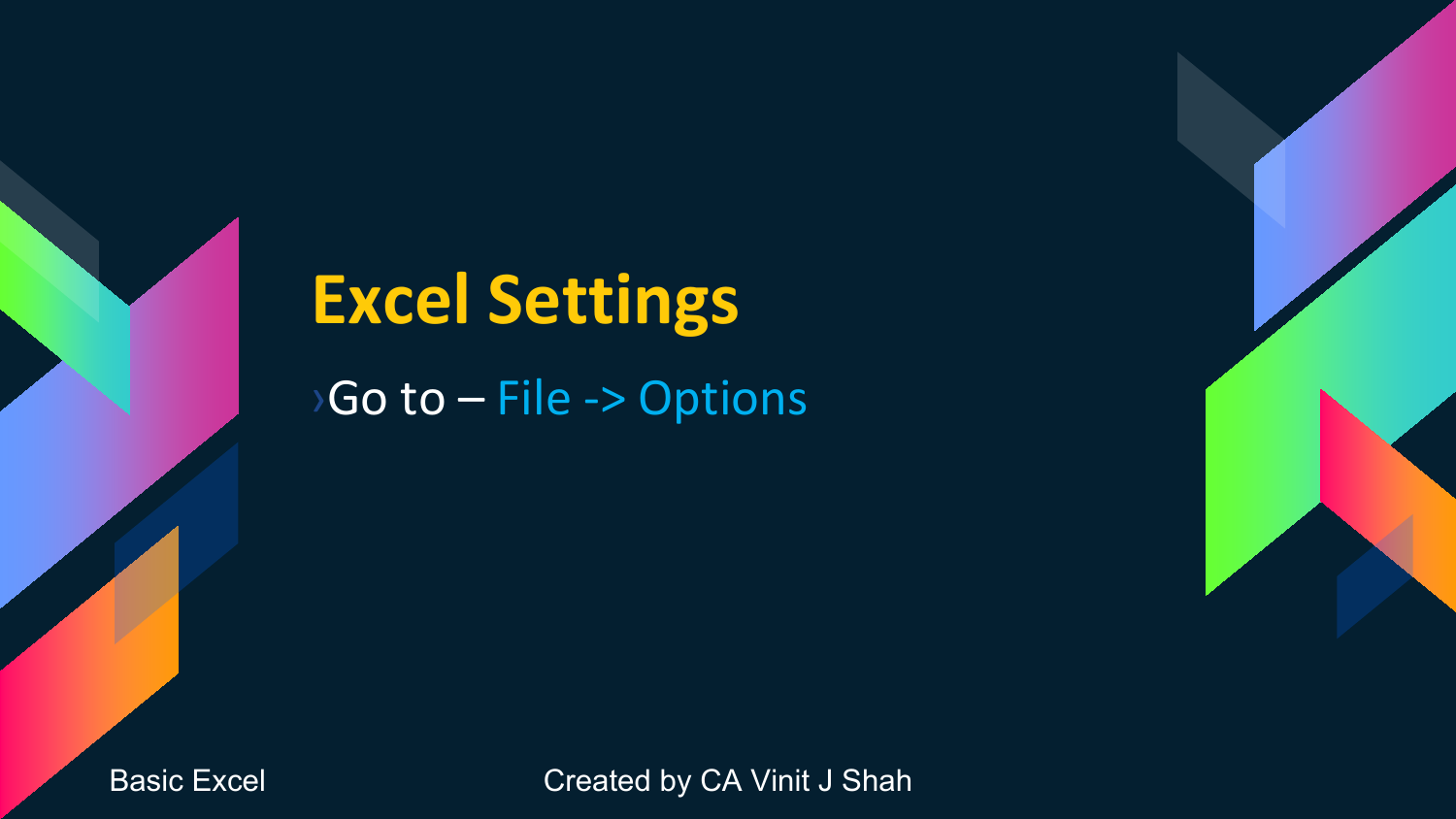# Excel Settings

- Go to – File -> Options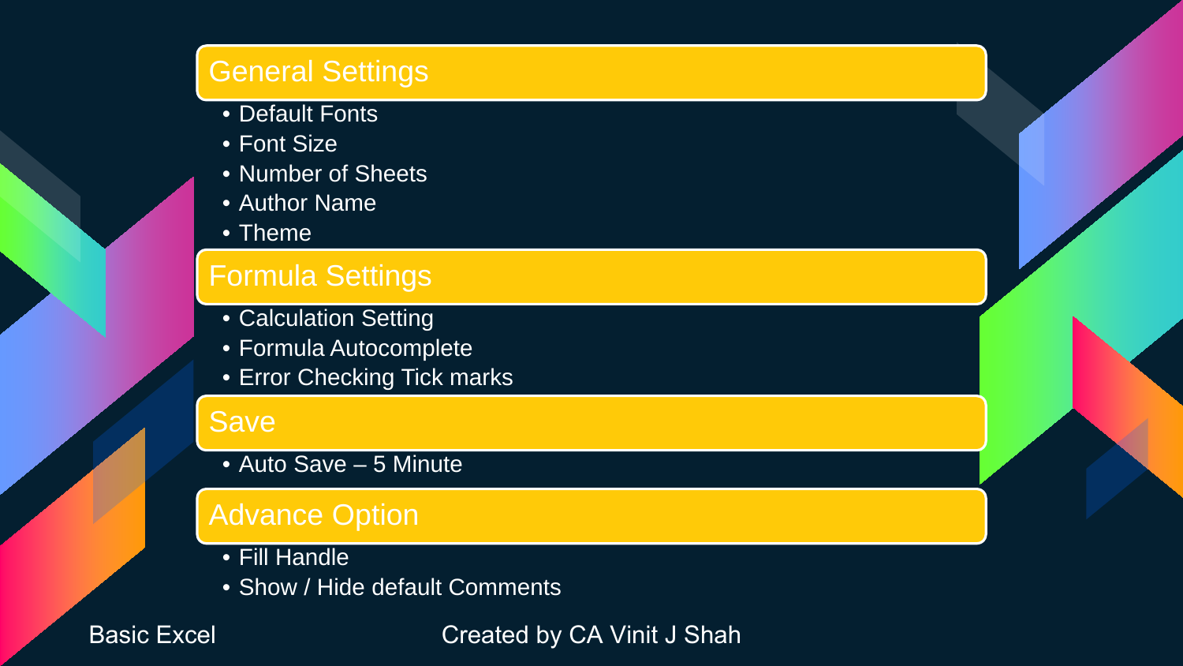## General Settings

- Default Fonts
- Font Size
- Number of Sheets
- Author Name
- Theme

## Formula Settings

- Calculation Setting
- Formula Autocomplete
- Error Checking Tick marks

## Save

- Auto Save – 5 Minute

## Advance Option

- Fill Handle
- Show / Hide default Comments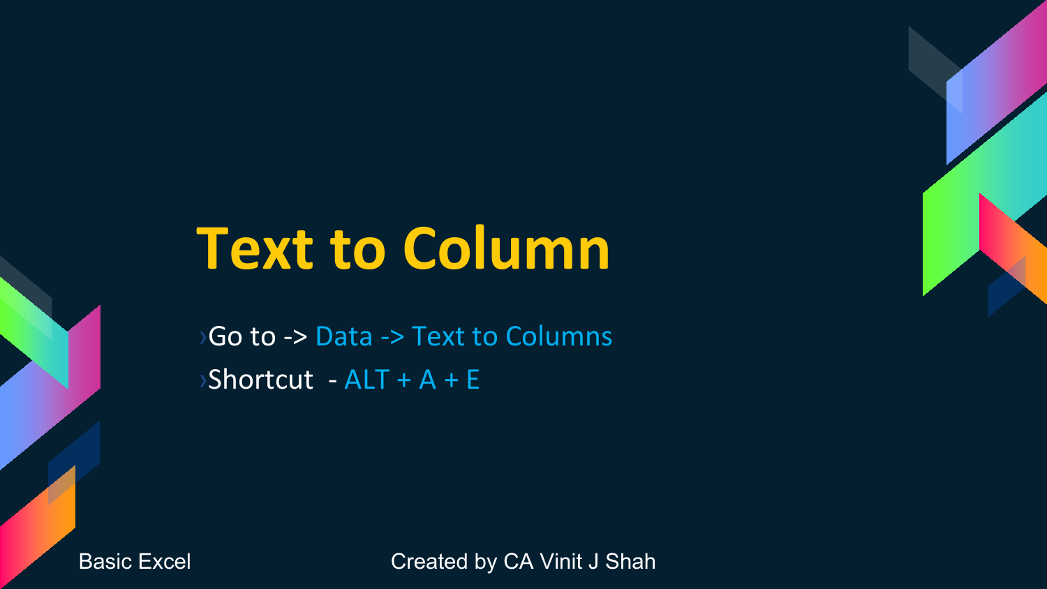# Text to Column

- Go to -> Data -> Text to Columns
- Shortcut - ALT + A + E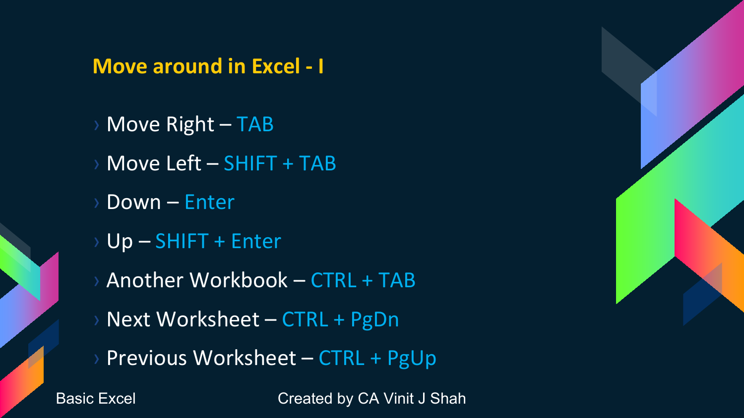## Move around in Excel - I

- Move Right – TAB
- Move Left – SHIFT + TAB
- Down – Enter
- Up – SHIFT + Enter
- Another Workbook – CTRL + TAB
- Next Worksheet – CTRL + PgDn
- Previous Worksheet – CTRL + PgUp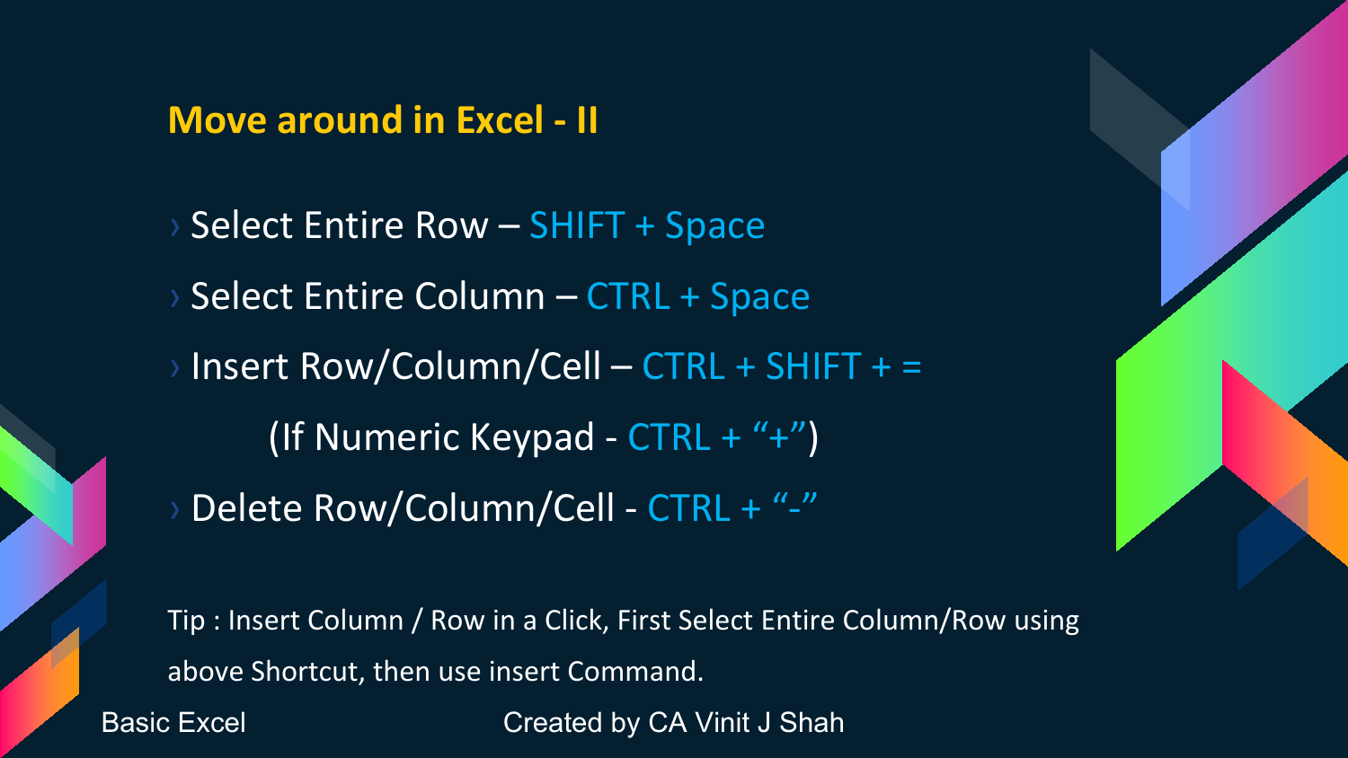## Move around in Excel - II

- Select Entire Row – SHIFT + Space
- Select Entire Column – CTRL + Space
- Insert Row/Column/Cell – CTRL + SHIFT + =

  (If Numeric Keypad - CTRL + “+”)
- Delete Row/Column/Cell - CTRL + “-”

Tip : Insert Column / Row in a Click, First Select Entire Column/Row using above Shortcut, then use insert Command.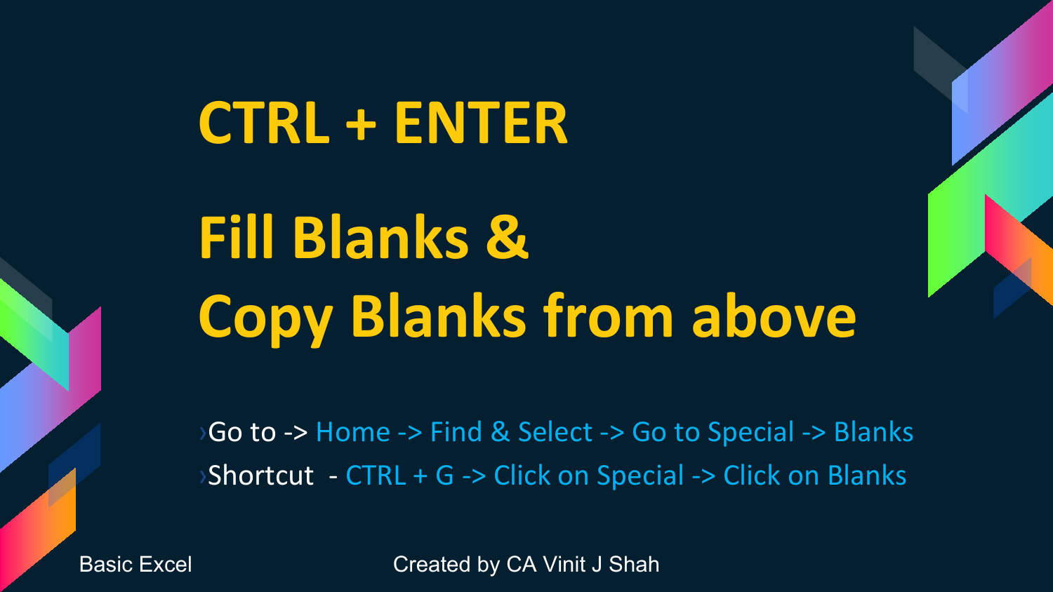# CTRL + ENTER

# Fill Blanks & Copy Blanks from above

- Go to -> Home -> Find & Select -> Go to Special -> Blanks
- Shortcut - CTRL + G -> Click on Special -> Click on Blanks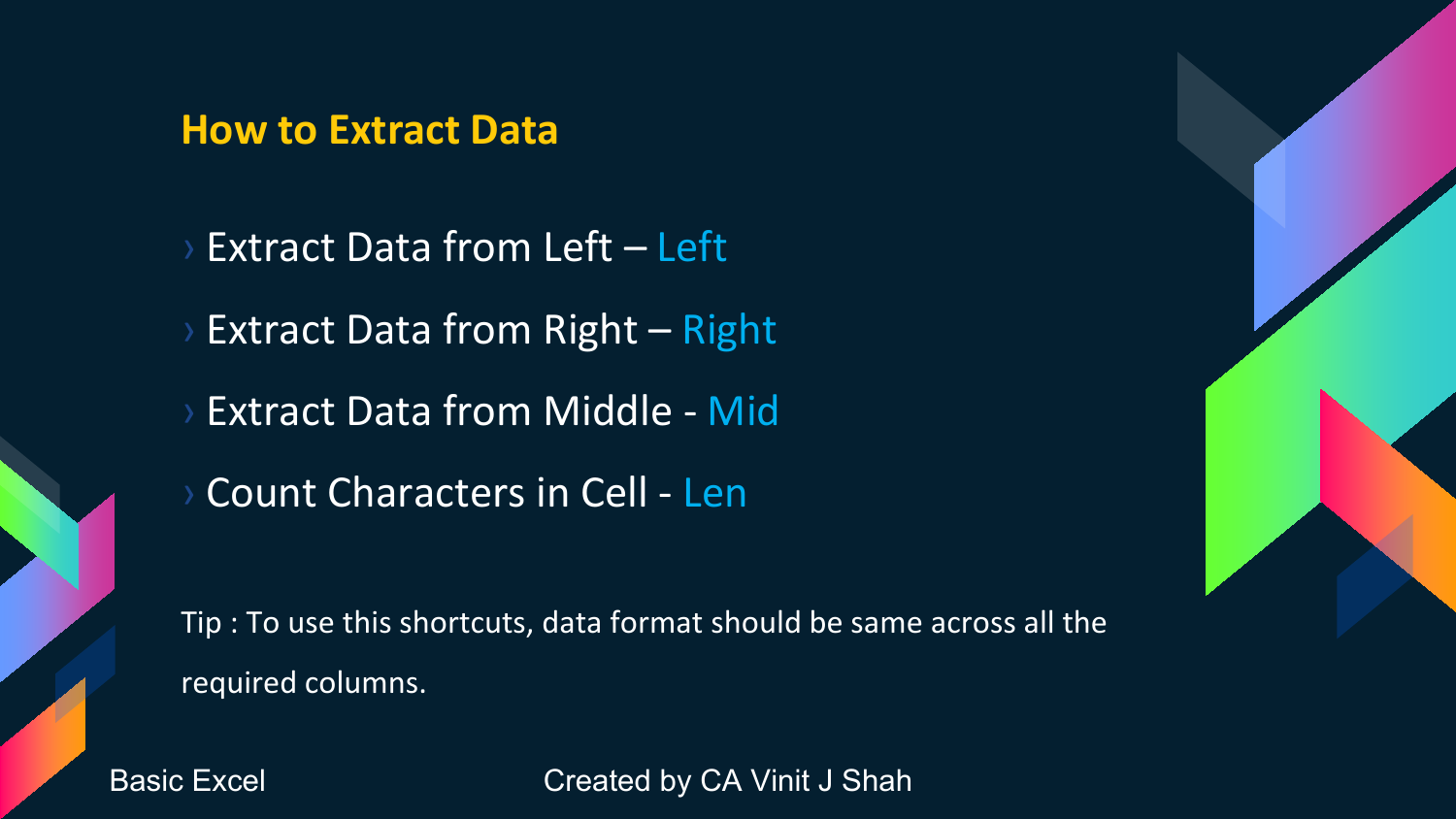## How to Extract Data

- Extract Data from Left – Left
- Extract Data from Right – Right
- Extract Data from Middle - Mid
- Count Characters in Cell - Len

Tip : To use this shortcuts, data format should be same across all the required columns.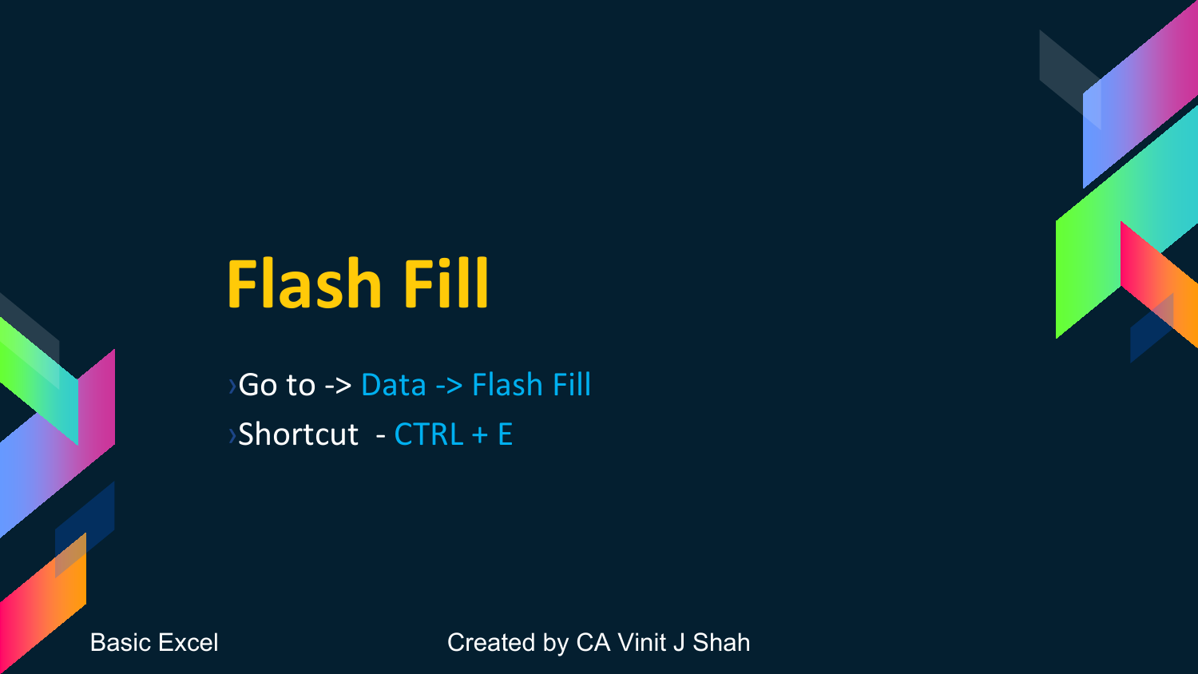# Flash Fill

- Go to -> Data -> Flash Fill
- Shortcut - CTRL + E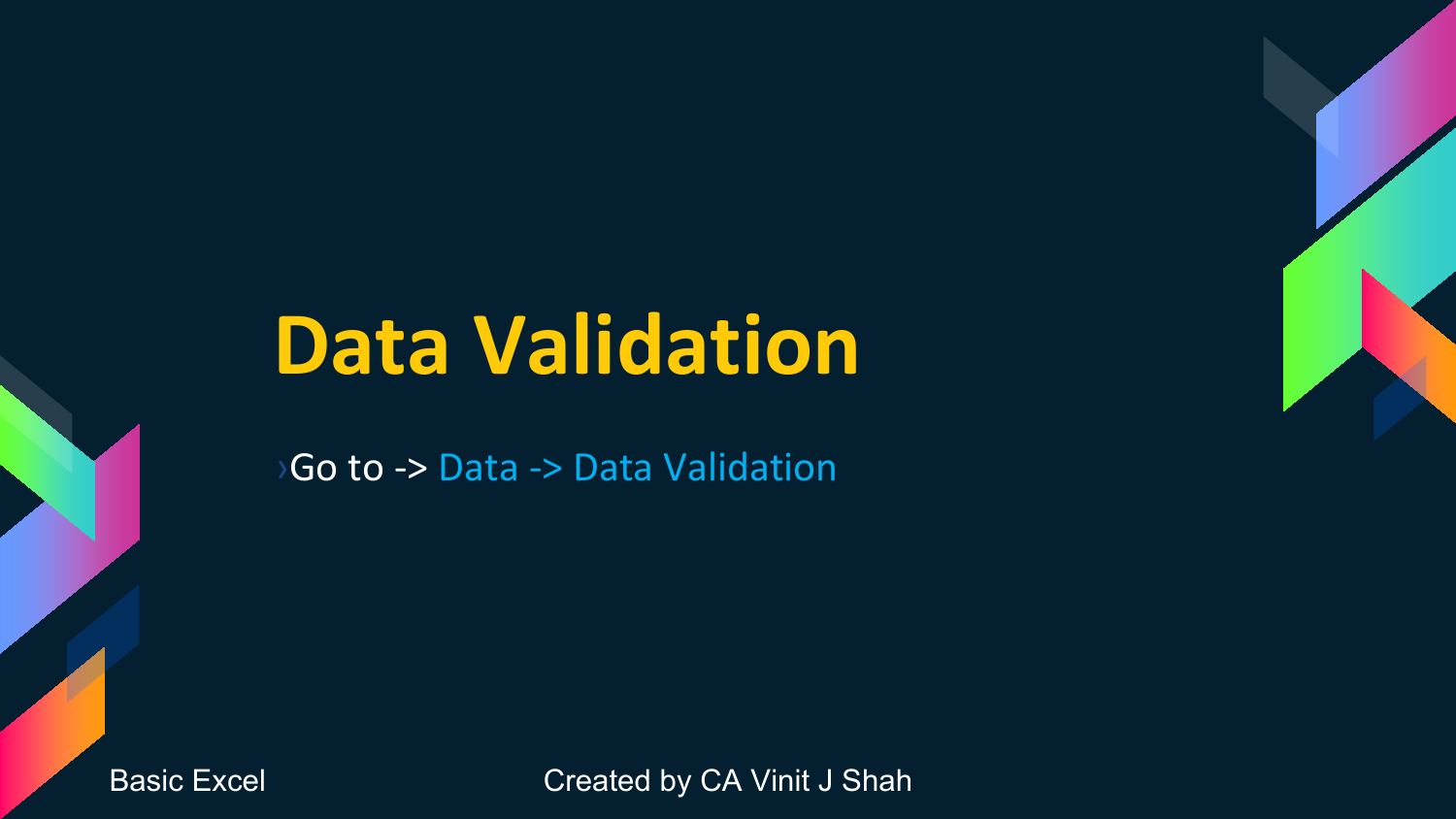# Data Validation

- Go to -> Data -> Data Validation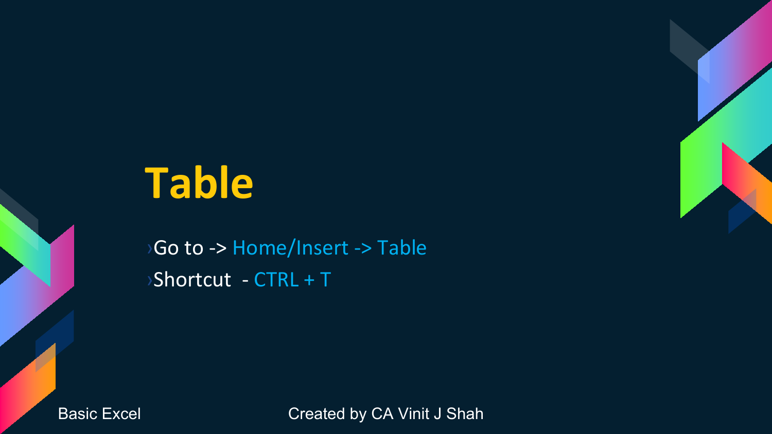# Table

- Go to -> Home/Insert -> Table
- Shortcut - CTRL + T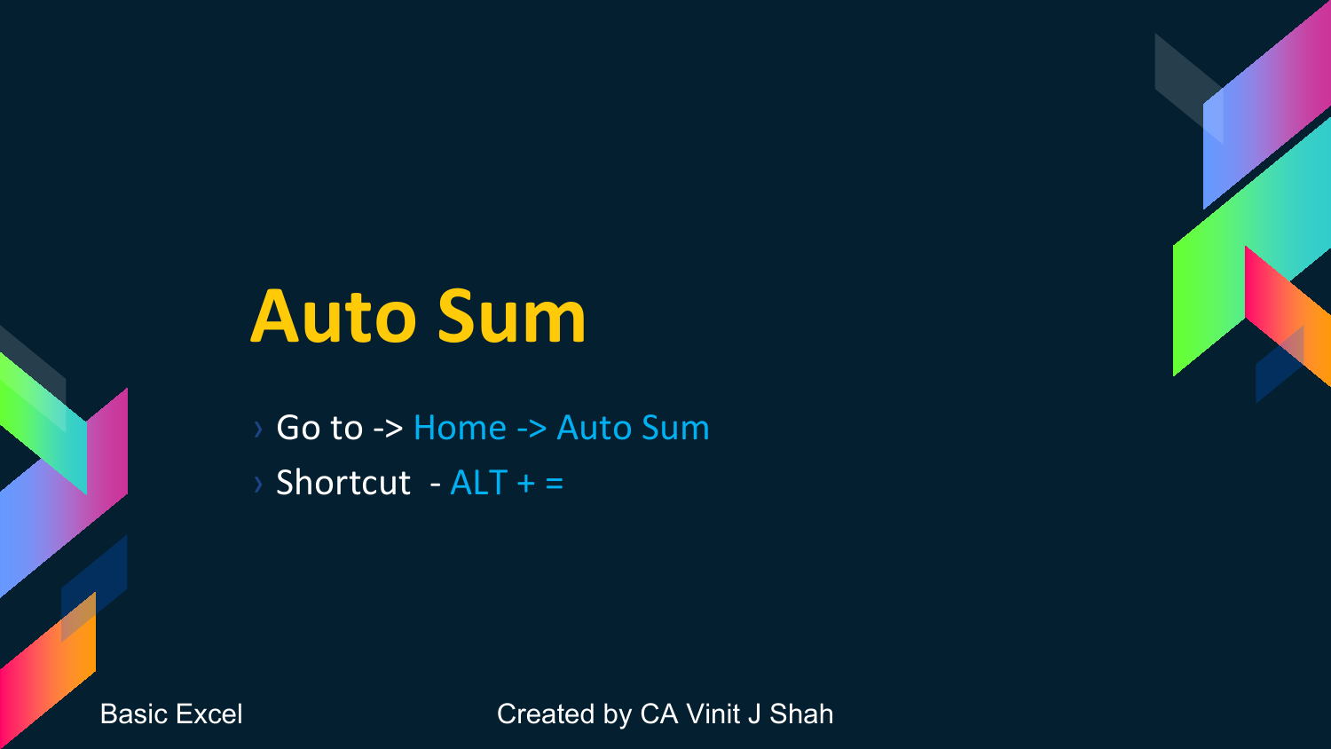# Auto Sum

- Go to -> Home -> Auto Sum
- Shortcut - ALT + =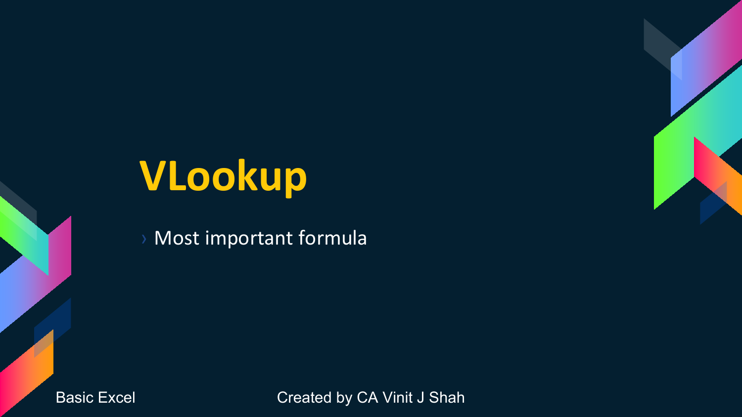# VLookup

- Most important formula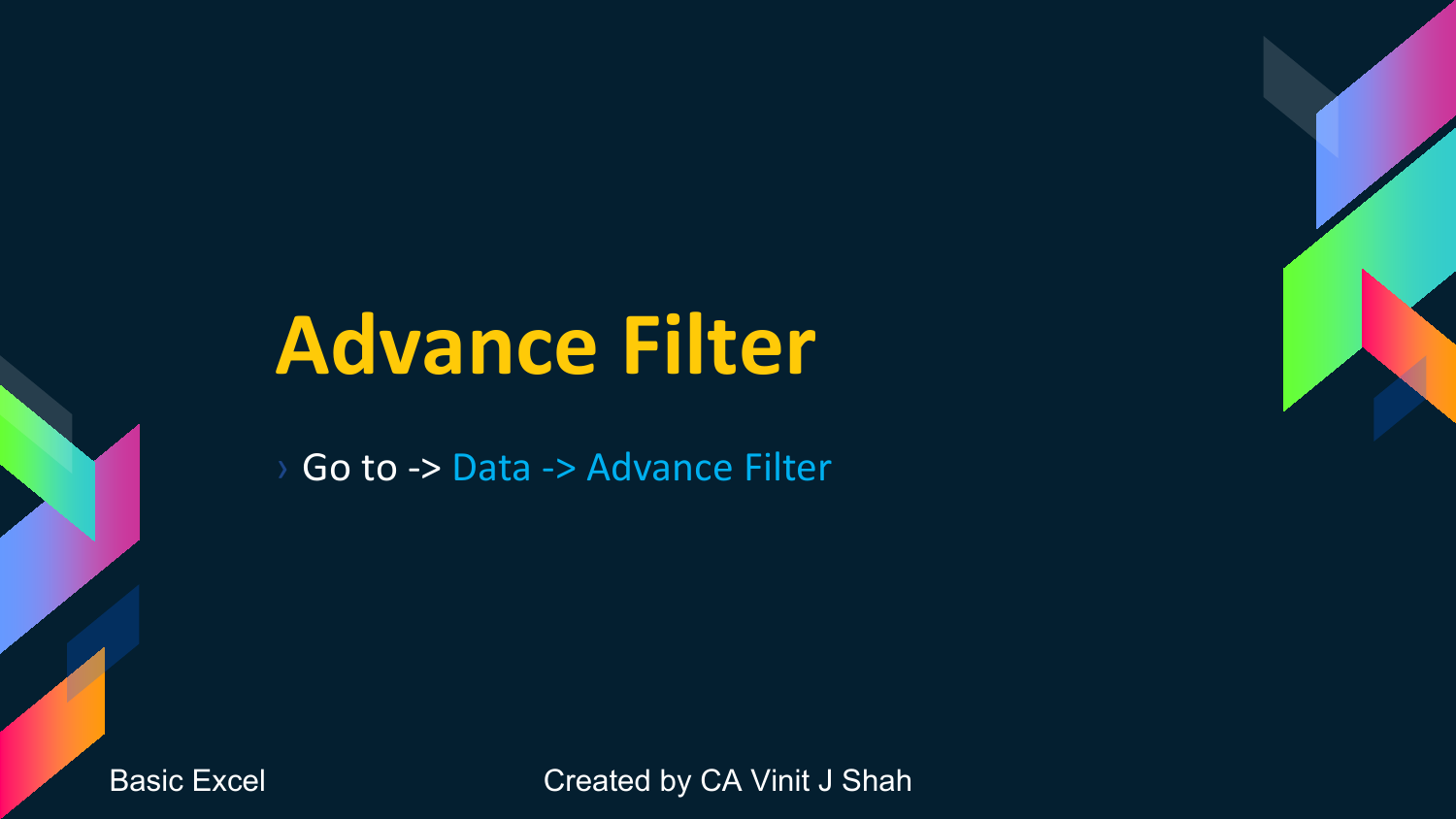# Advance Filter

- Go to -> Data -> Advance Filter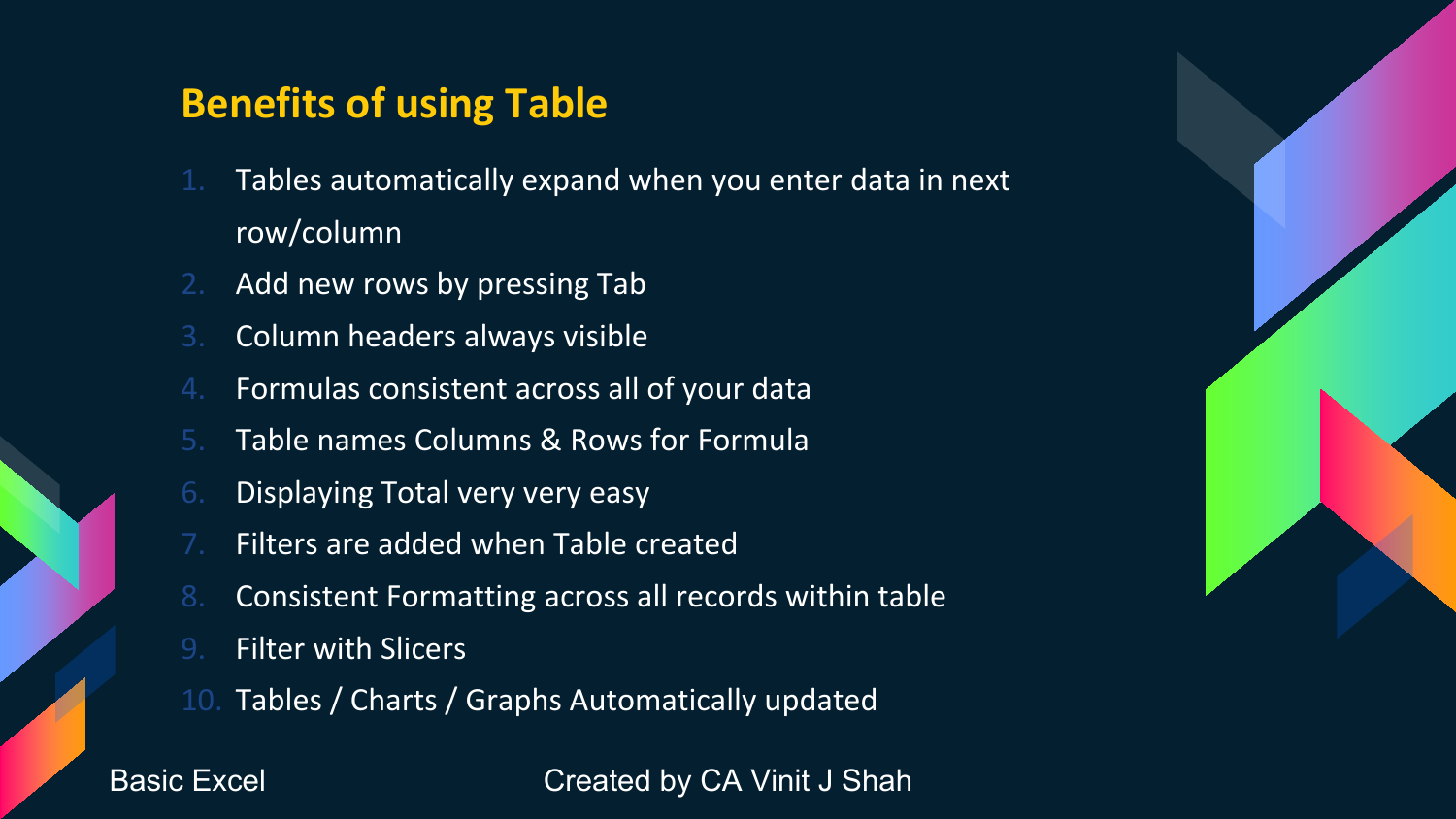## Benefits of using Table

1. Tables automatically expand when you enter data in next row/column
2. Add new rows by pressing Tab
3. Column headers always visible
4. Formulas consistent across all of your data
5. Table names Columns & Rows for Formula
6. Displaying Total very very easy
7. Filters are added when Table created
8. Consistent Formatting across all records within table
9. Filter with Slicers
10. Tables / Charts / Graphs Automatically updated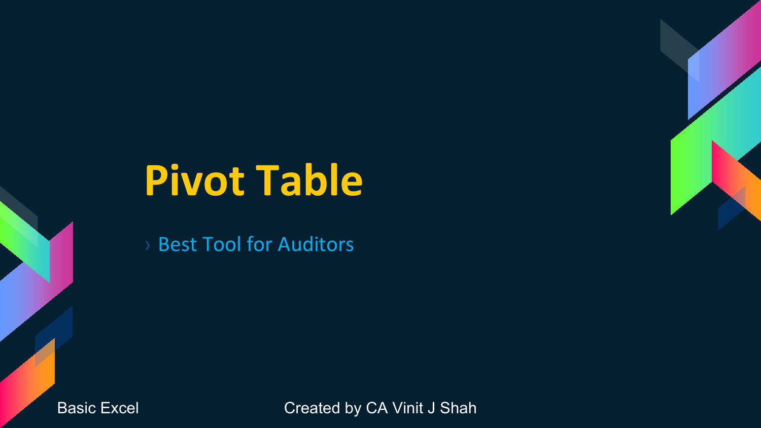# Pivot Table

› Best Tool for Auditors

Basic Excel

Created by CA Vinit J Shah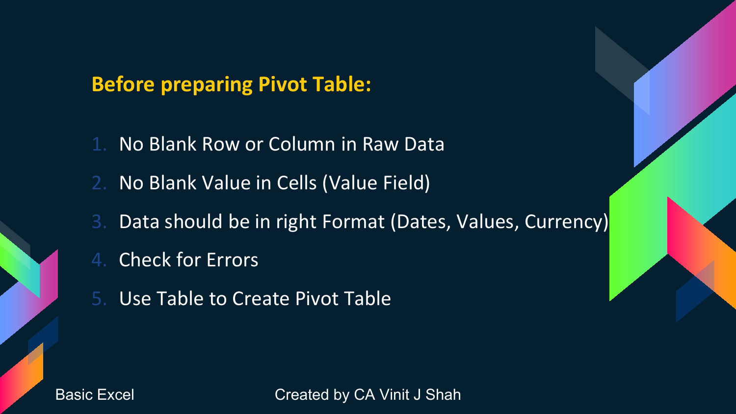## Before preparing Pivot Table:

1. No Blank Row or Column in Raw Data
2. No Blank Value in Cells (Value Field)
3. Data should be in right Format (Dates, Values, Currency)
4. Check for Errors
5. Use Table to Create Pivot Table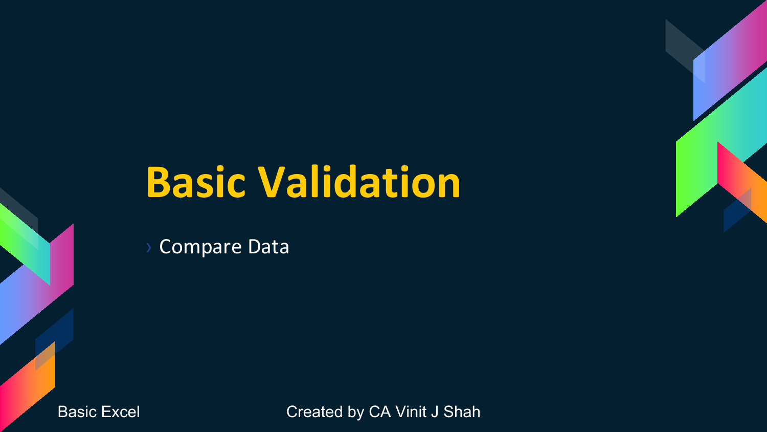# Basic Validation

- Compare Data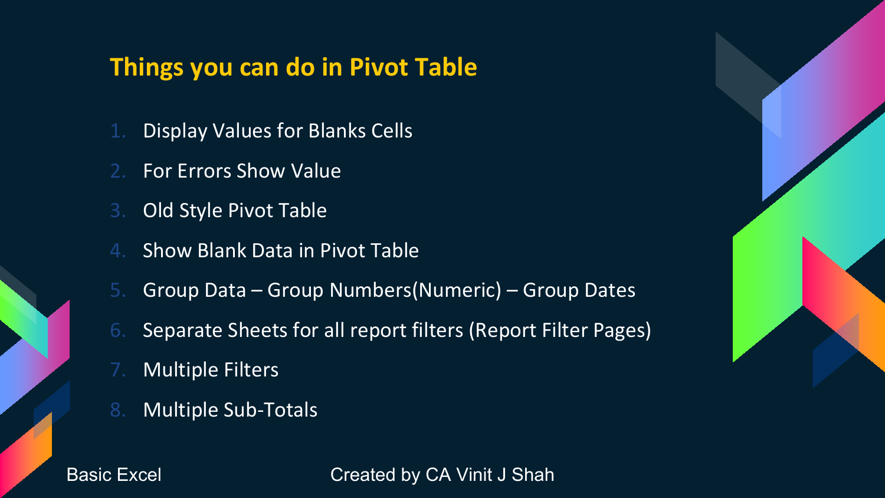## Things you can do in Pivot Table

1. Display Values for Blanks Cells
2. For Errors Show Value
3. Old Style Pivot Table
4. Show Blank Data in Pivot Table
5. Group Data – Group Numbers(Numeric) – Group Dates
6. Separate Sheets for all report filters (Report Filter Pages)
7. Multiple Filters
8. Multiple Sub-Totals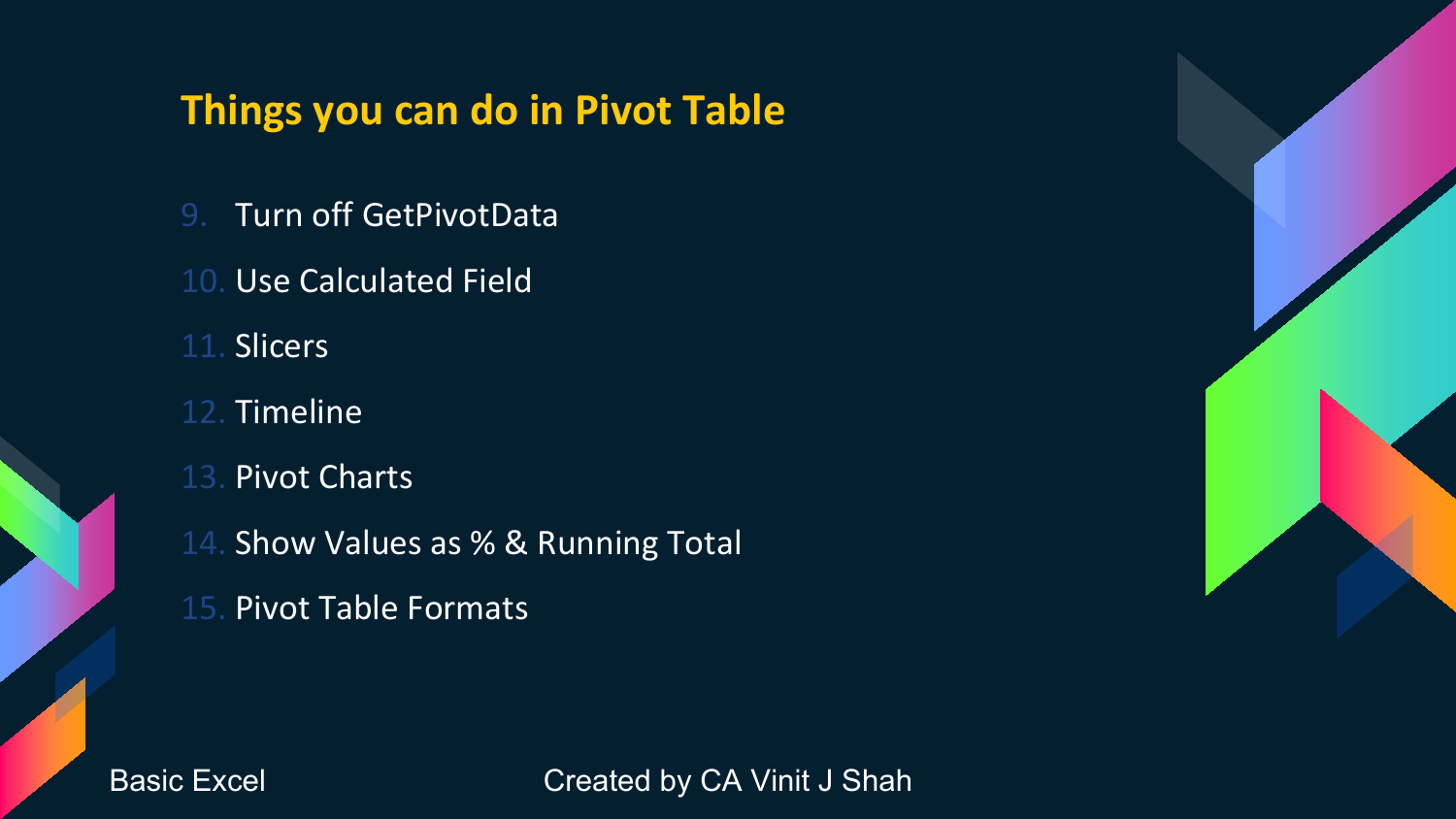## Things you can do in Pivot Table

9. Turn off GetPivotData
10. Use Calculated Field
11. Slicers
12. Timeline
13. Pivot Charts
14. Show Values as % & Running Total
15. Pivot Table Formats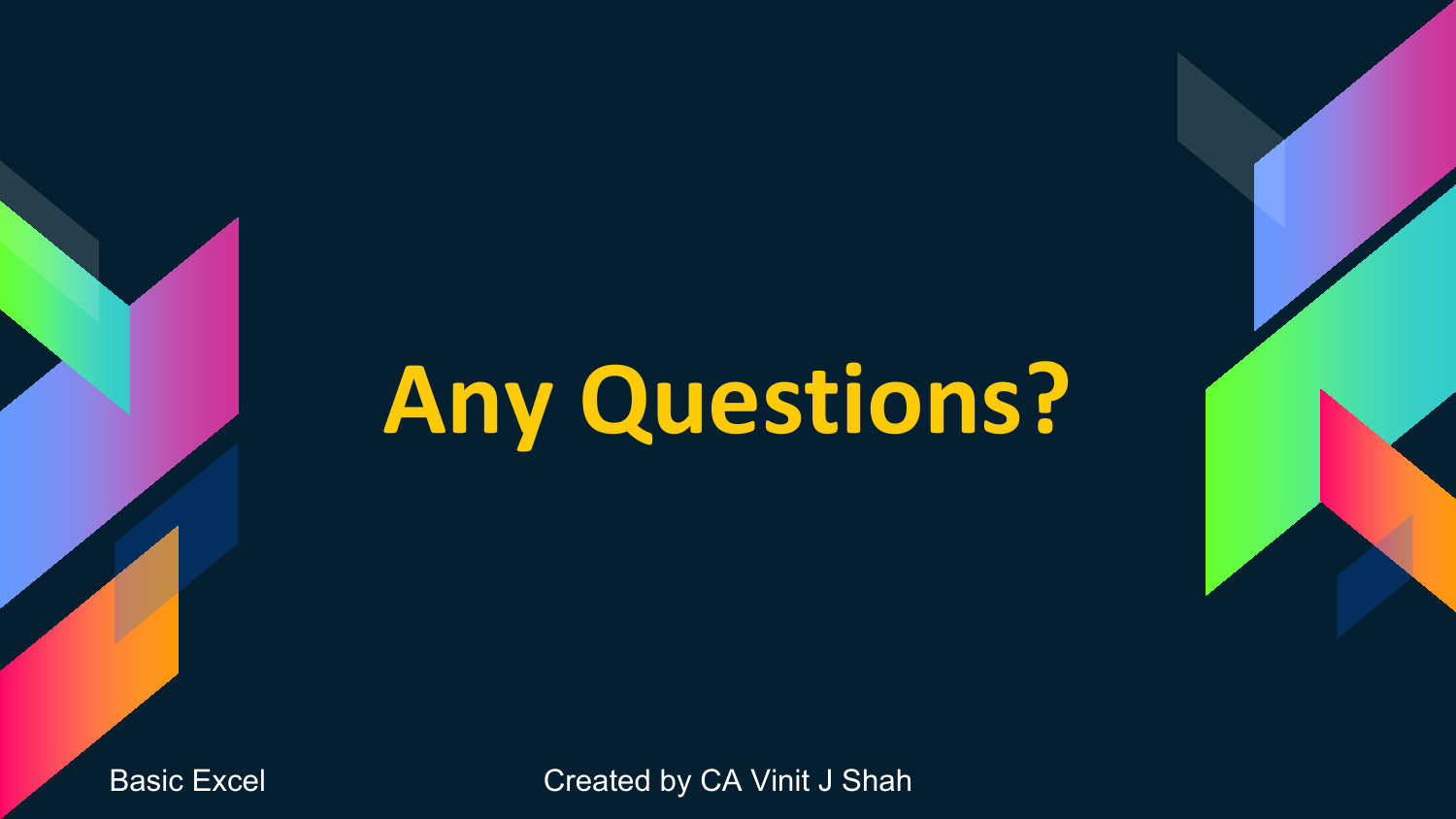# Any Questions?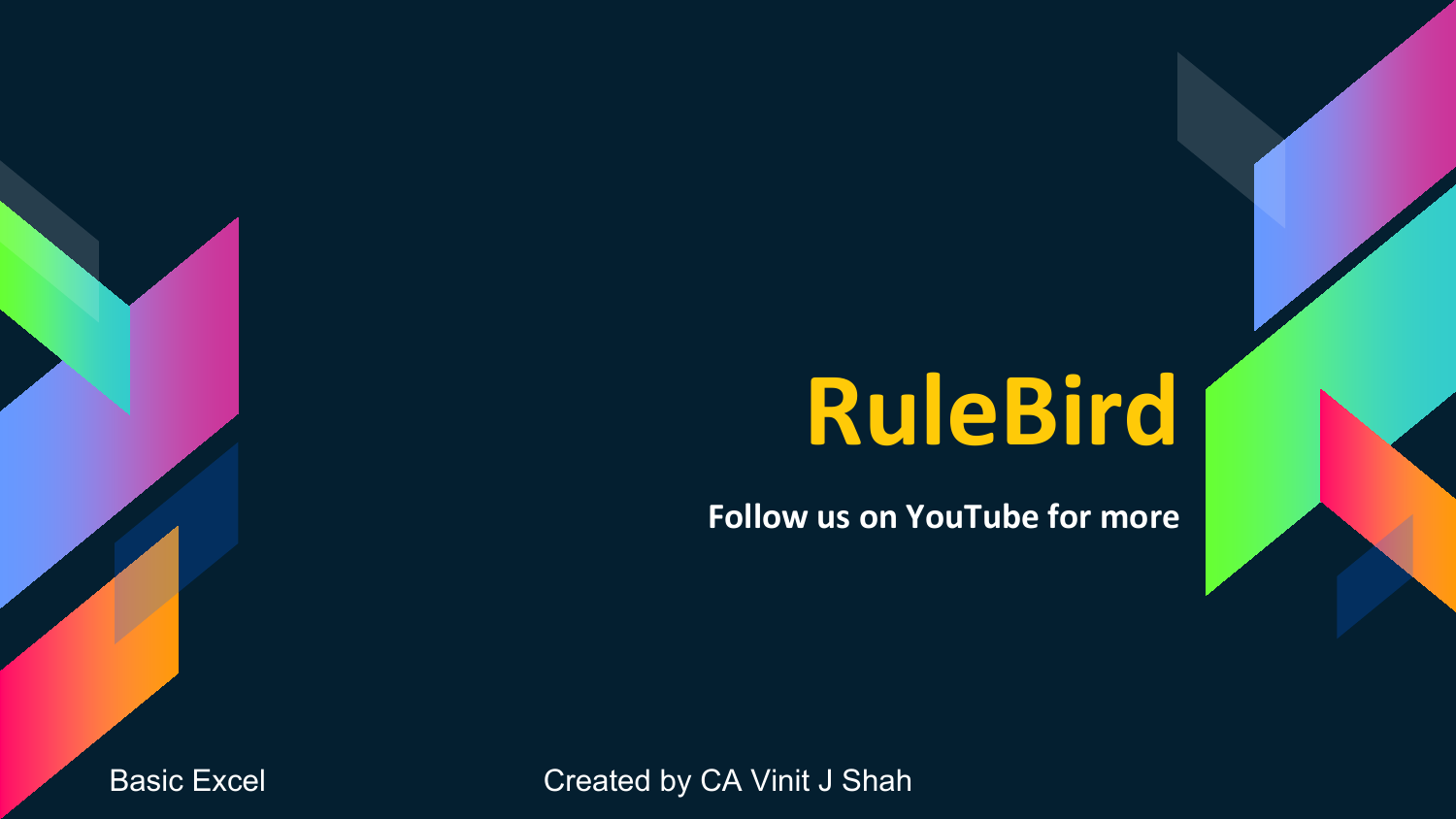# RuleBird

**Follow us on YouTube for more**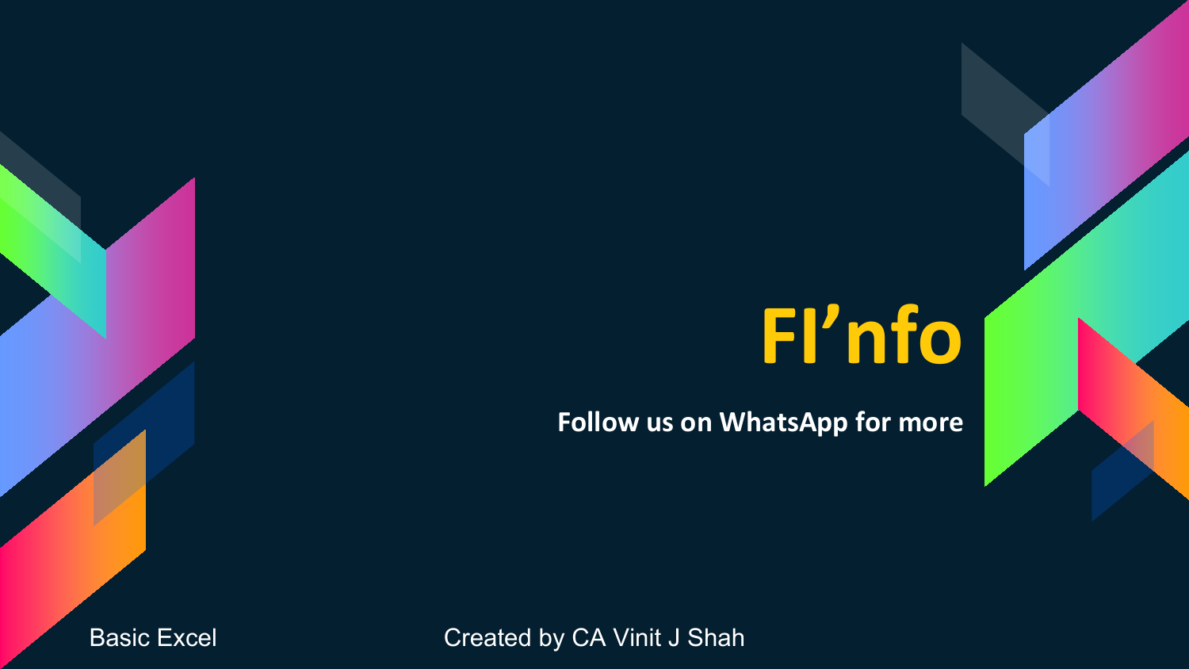# FI'nfo

**Follow us on WhatsApp for more**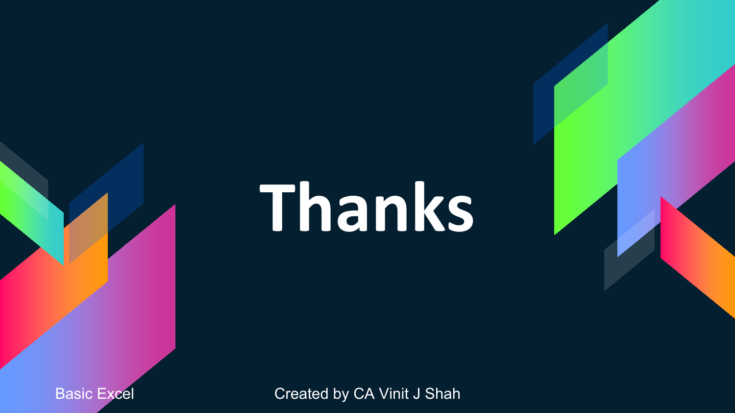# Thanks